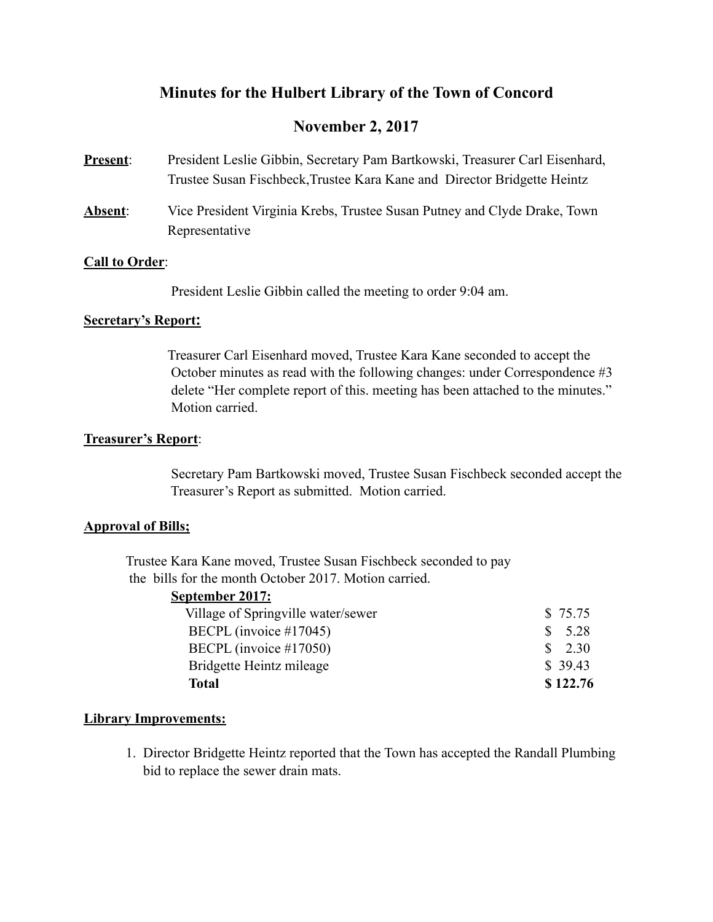# Minutes for the Hulbert Library of the Town of Concord

## November 2, 2017

**Present**: President Leslie Gibbin, Secretary Pam Bartkowski, Treasurer Carl Eisenhard, Trustee Susan Fischbeck,Trustee Kara Kane and Director Bridgette Heintz

**Absent**: Vice President Virginia Krebs, Trustee Susan Putney and Clyde Drake, Town Representative

**Call to Order**:

President Leslie Gibbin called the meeting to order 9:04 am.

**Secretary's Report:**

Treasurer Carl Eisenhard moved, Trustee Kara Kane seconded to accept the October minutes as read with the following changes: under Correspondence #3 delete "Her complete report of this. meeting has been attached to the minutes." Motion carried.

**Treasurer's Report**:

Secretary Pam Bartkowski moved, Trustee Susan Fischbeck seconded accept the Treasurer's Report as submitted. Motion carried.

**Approval of Bills;**

Trustee Kara Kane moved, Trustee Susan Fischbeck seconded to pay the bills for the month October 2017. Motion carried.

**September 2017:**

| | |
|---|---|
| Village of Springville water/sewer | $ 75.75 |
| BECPL (invoice #17045) | $ 5.28 |
| BECPL (invoice #17050) | $ 2.30 |
| Bridgette Heintz mileage | $ 39.43 |
| **Total** | **$ 122.76** |

**Library Improvements:**

1. Director Bridgette Heintz reported that the Town has accepted the Randall Plumbing bid to replace the sewer drain mats.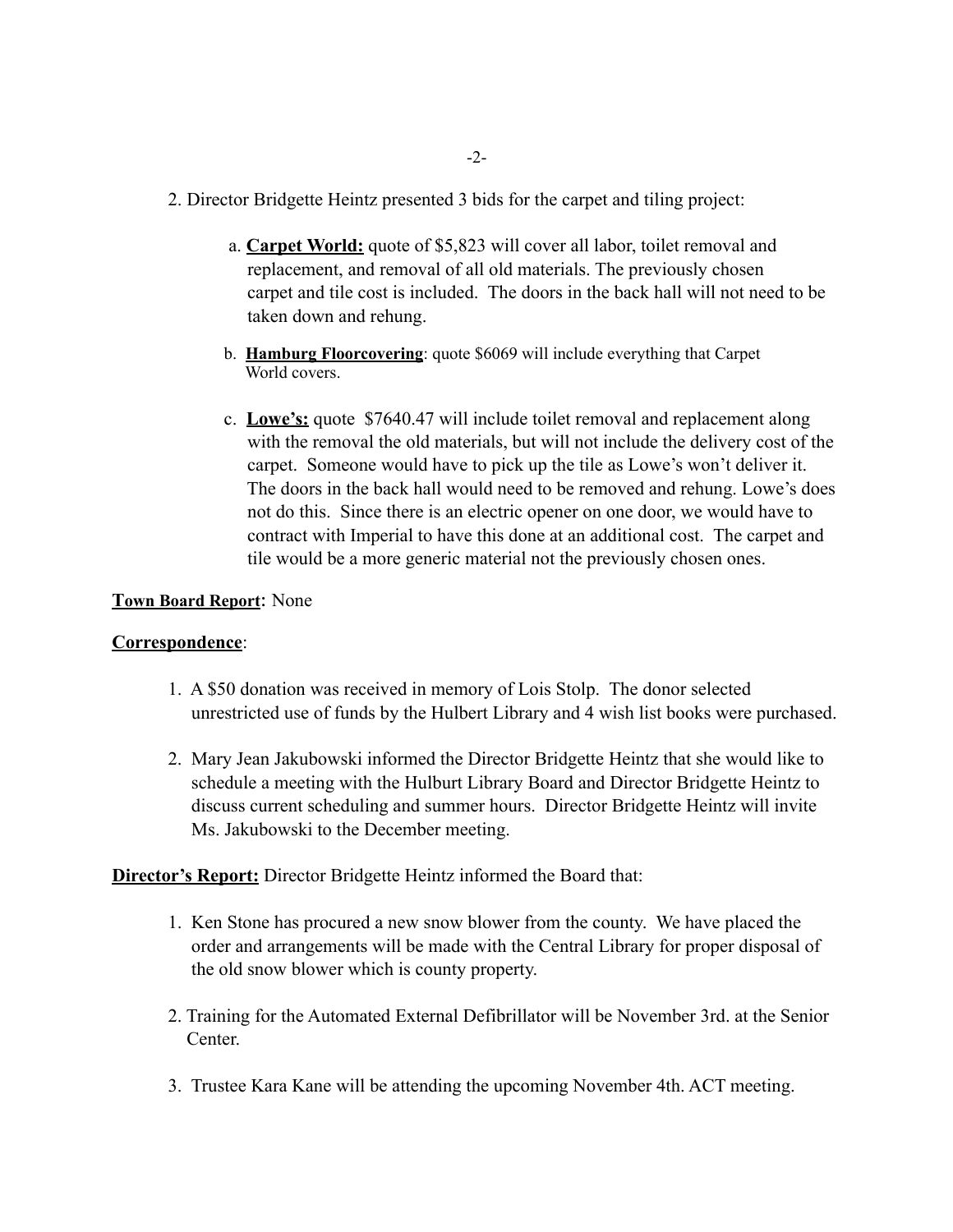2. Director Bridgette Heintz presented 3 bids for the carpet and tiling project:

   a. **Carpet World:** quote of $5,823 will cover all labor, toilet removal and replacement, and removal of all old materials. The previously chosen carpet and tile cost is included. The doors in the back hall will not need to be taken down and rehung.

   b. **Hamburg Floorcovering**: quote $6069 will include everything that Carpet World covers.

   c. **Lowe's:** quote $7640.47 will include toilet removal and replacement along with the removal the old materials, but will not include the delivery cost of the carpet. Someone would have to pick up the tile as Lowe's won't deliver it. The doors in the back hall would need to be removed and rehung. Lowe's does not do this. Since there is an electric opener on one door, we would have to contract with Imperial to have this done at an additional cost. The carpet and tile would be a more generic material not the previously chosen ones.

**Town Board Report**: None

**Correspondence**:

1. A $50 donation was received in memory of Lois Stolp. The donor selected unrestricted use of funds by the Hulbert Library and 4 wish list books were purchased.

2. Mary Jean Jakubowski informed the Director Bridgette Heintz that she would like to schedule a meeting with the Hulburt Library Board and Director Bridgette Heintz to discuss current scheduling and summer hours. Director Bridgette Heintz will invite Ms. Jakubowski to the December meeting.

**Director's Report:** Director Bridgette Heintz informed the Board that:

1. Ken Stone has procured a new snow blower from the county. We have placed the order and arrangements will be made with the Central Library for proper disposal of the old snow blower which is county property.

2. Training for the Automated External Defibrillator will be November 3rd. at the Senior Center.

3. Trustee Kara Kane will be attending the upcoming November 4th. ACT meeting.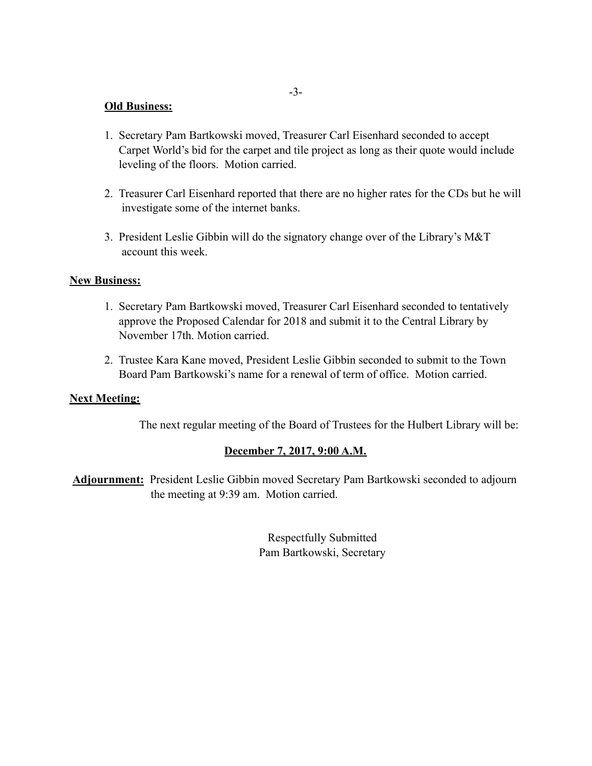**Old Business:**

1. Secretary Pam Bartkowski moved, Treasurer Carl Eisenhard seconded to accept Carpet World's bid for the carpet and tile project as long as their quote would include leveling of the floors. Motion carried.

2. Treasurer Carl Eisenhard reported that there are no higher rates for the CDs but he will investigate some of the internet banks.

3. President Leslie Gibbin will do the signatory change over of the Library's M&T account this week.

**New Business:**

1. Secretary Pam Bartkowski moved, Treasurer Carl Eisenhard seconded to tentatively approve the Proposed Calendar for 2018 and submit it to the Central Library by November 17th. Motion carried.

2. Trustee Kara Kane moved, President Leslie Gibbin seconded to submit to the Town Board Pam Bartkowski's name for a renewal of term of office. Motion carried.

**Next Meeting:**

The next regular meeting of the Board of Trustees for the Hulbert Library will be:

**December 7, 2017, 9:00 A.M.**

**Adjournment:** President Leslie Gibbin moved Secretary Pam Bartkowski seconded to adjourn the meeting at 9:39 am. Motion carried.

Respectfully Submitted
Pam Bartkowski, Secretary